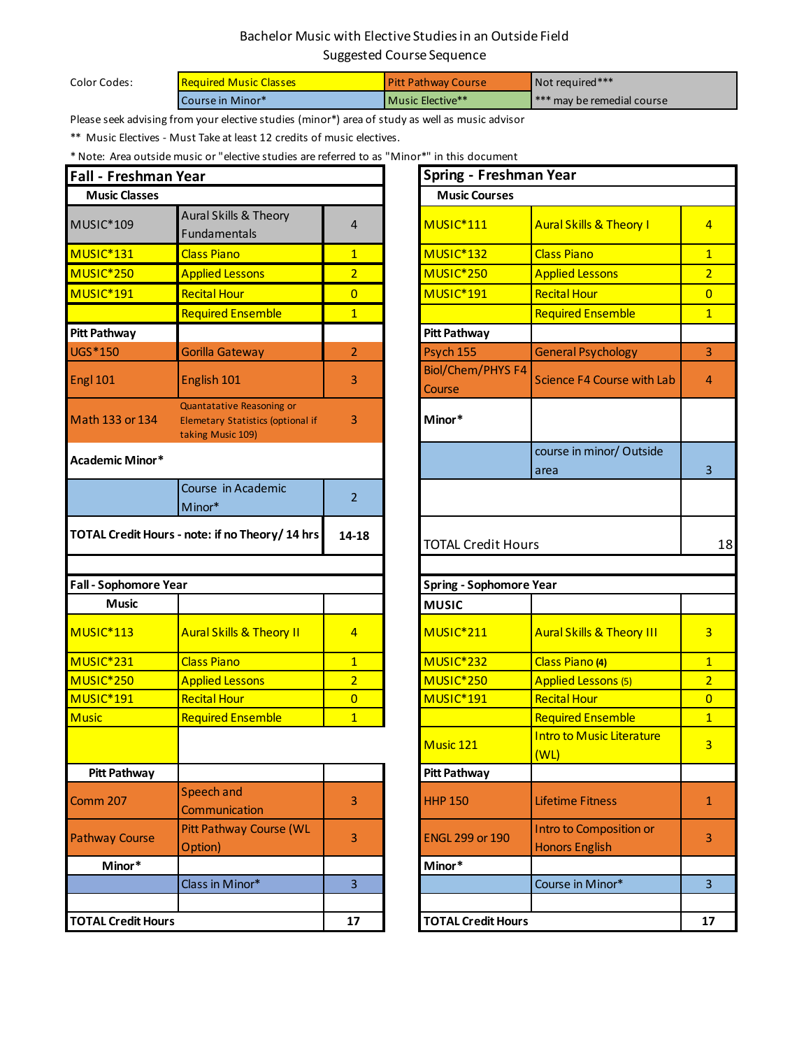# Bachelor Music with Elective Studies in an Outside Field
## Suggested Course Sequence

| Color Codes: | Required Music Classes | Pitt Pathway Course | Not required*** |
|---|---|---|---|
| | Course in Minor* | Music Elective** | *** may be remedial course |

Please seek advising from your elective studies (minor*) area of study as well as music advisor

** Music Electives - Must Take at least 12 credits of music electives.

* Note: Area outside music or "elective studies are referred to as "Minor*" in this document

| **Fall - Freshman Year** | | |
|---|---|---|
| **Music Classes** | | |
| MUSIC*109 | Aural Skills & Theory Fundamentals | 4 |
| MUSIC*131 | Class Piano | 1 |
| MUSIC*250 | Applied Lessons | 2 |
| MUSIC*191 | Recital Hour | 0 |
| | Required Ensemble | 1 |
| **Pitt Pathway** | | |
| UGS*150 | Gorilla Gateway | 2 |
| Engl 101 | English 101 | 3 |
| Math 133 or 134 | Quantatative Reasoning or Elemetary Statistics (optional if taking Music 109) | 3 |
| **Academic Minor*** | | |
| | Course in Academic Minor* | 2 |
| **TOTAL Credit Hours - note: if no Theory/ 14 hrs** | | **14-18** |

| **Spring - Freshman Year** | | |
|---|---|---|
| **Music Courses** | | |
| MUSIC*111 | Aural Skills & Theory I | 4 |
| MUSIC*132 | Class Piano | 1 |
| MUSIC*250 | Applied Lessons | 2 |
| MUSIC*191 | Recital Hour | 0 |
| | Required Ensemble | 1 |
| **Pitt Pathway** | | |
| Psych 155 | General Psychology | 3 |
| Biol/Chem/PHYS F4 Course | Science F4 Course with Lab | 4 |
| **Minor*** | | |
| | course in minor/ Outside area | 3 |
| | | |
| TOTAL Credit Hours | | 18 |

| **Fall - Sophomore Year** | | |
|---|---|---|
| **Music** | | |
| MUSIC*113 | Aural Skills & Theory II | 4 |
| MUSIC*231 | Class Piano | 1 |
| MUSIC*250 | Applied Lessons | 2 |
| MUSIC*191 | Recital Hour | 0 |
| Music | Required Ensemble | 1 |
| | | |
| **Pitt Pathway** | | |
| Comm 207 | Speech and Communication | 3 |
| Pathway Course | Pitt Pathway Course (WL Option) | 3 |
| **Minor*** | | |
| | Class in Minor* | 3 |
| | | |
| **TOTAL Credit Hours** | | **17** |

| **Spring - Sophomore Year** | | |
|---|---|---|
| **MUSIC** | | |
| MUSIC*211 | Aural Skills & Theory III | 3 |
| MUSIC*232 | Class Piano **(4)** | 1 |
| MUSIC*250 | Applied Lessons (5) | 2 |
| MUSIC*191 | Recital Hour | 0 |
| | Required Ensemble | 1 |
| Music 121 | Intro to Music Literature (WL) | 3 |
| **Pitt Pathway** | | |
| HHP 150 | Lifetime Fitness | 1 |
| ENGL 299 or 190 | Intro to Composition or Honors English | 3 |
| **Minor*** | | |
| | Course in Minor* | 3 |
| | | |
| **TOTAL Credit Hours** | | **17** |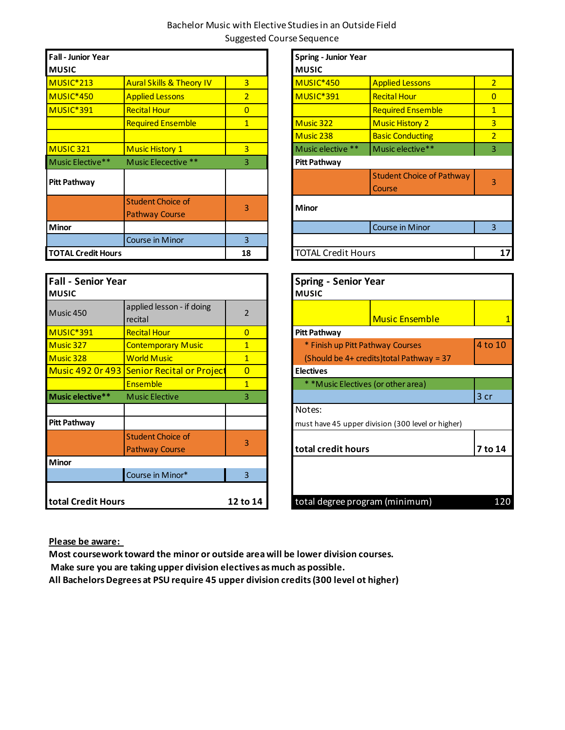Bachelor Music with Elective Studies in an Outside Field
Suggested Course Sequence

| Fall - Junior Year | | |
|---|---|---|
| **MUSIC** | | |
| MUSIC*213 | Aural Skills & Theory IV | 3 |
| MUSIC*450 | Applied Lessons | 2 |
| MUSIC*391 | Recital Hour | 0 |
| | Required Ensemble | 1 |
| | | |
| MUSIC 321 | Music History 1 | 3 |
| Music Elective** | Music Elecective ** | 3 |
| **Pitt Pathway** | | |
| | Student Choice of Pathway Course | 3 |
| **Minor** | | |
| | Course in Minor | 3 |
| **TOTAL Credit Hours** | | **18** |

| Spring - Junior Year | | |
|---|---|---|
| **MUSIC** | | |
| MUSIC*450 | Applied Lessons | 2 |
| MUSIC*391 | Recital Hour | 0 |
| | Required Ensemble | 1 |
| Music 322 | Music History 2 | 3 |
| Music 238 | Basic Conducting | 2 |
| Music elective ** | Music elective** | 3 |
| **Pitt Pathway** | | |
| | Student Choice of Pathway Course | 3 |
| **Minor** | | |
| | Course in Minor | 3 |
| | | |
| TOTAL Credit Hours | | **17** |

| Fall - Senior Year | | |
|---|---|---|
| **MUSIC** | | |
| Music 450 | applied lesson - if doing recital | 2 |
| MUSIC*391 | Recital Hour | 0 |
| Music 327 | Contemporary Music | 1 |
| Music 328 | World Music | 1 |
| Music 492 0r 493 | Senior Recital or Project | 0 |
| | Ensemble | 1 |
| **Music elective**** | Music Elective | 3 |
| | | |
| **Pitt Pathway** | | |
| | Student Choice of Pathway Course | 3 |
| **Minor** | | |
| | Course in Minor* | 3 |
| **total Credit Hours** | | **12 to 14** |

| Spring - Senior Year | |
|---|---|
| **MUSIC** | |
| Music Ensemble | 1 |
| **Pitt Pathway** | |
| * Finish up Pitt Pathway Courses (Should be 4+ credits)total Pathway = 37 | 4 to 10 |
| **Electives** | |
| * *Music Electives (or other area) | |
| | 3 cr |
| Notes: | |
| must have 45 upper division (300 level or higher) | |
| **total credit hours** | **7 to 14** |
| total degree program (minimum) | 120 |

**Please be aware:**
**Most coursework toward the minor or outside area will be lower division courses.**
**Make sure you are taking upper division electives as much as possible.**
**All Bachelors Degrees at PSU require 45 upper division credits (300 level ot higher)**